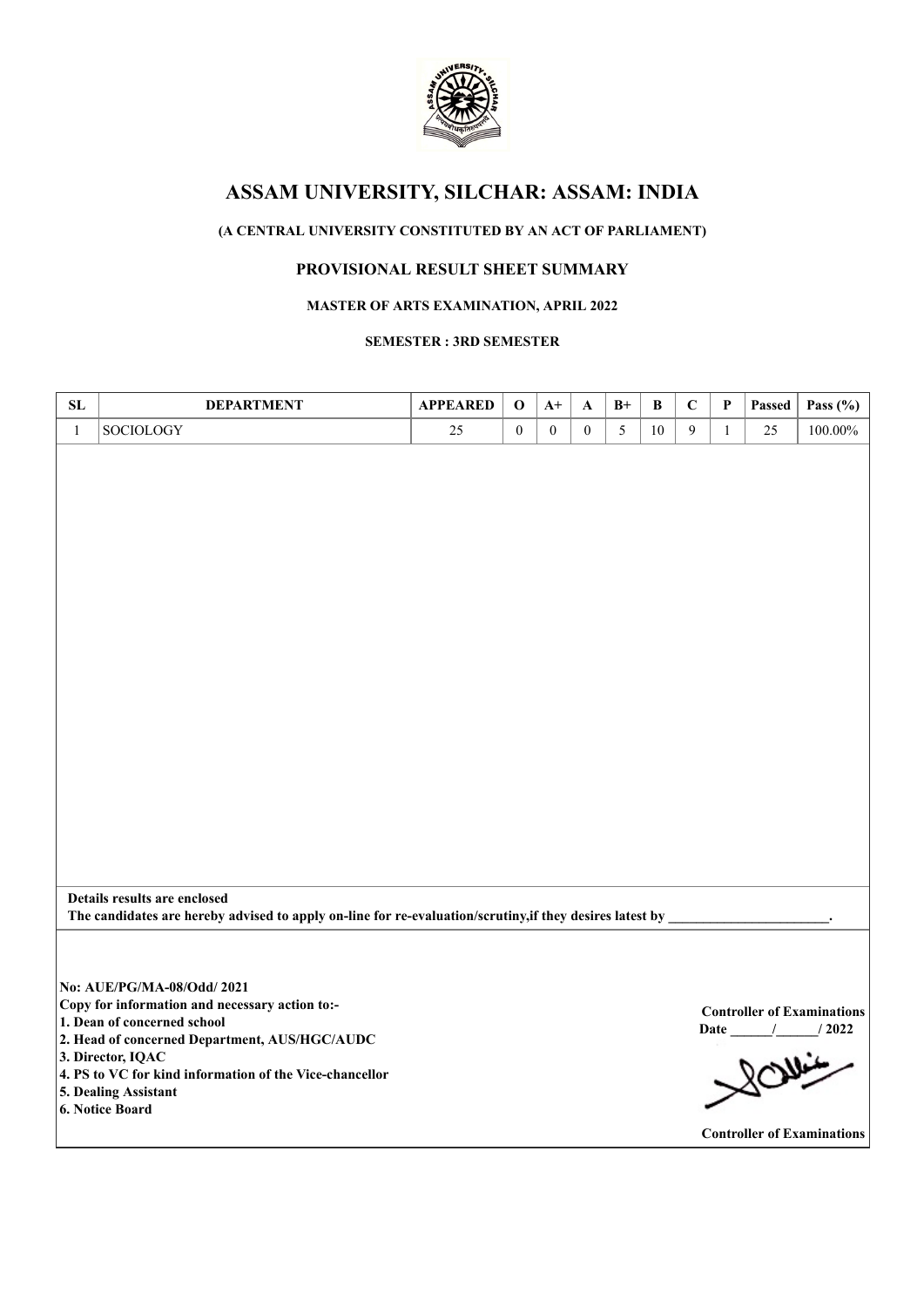# ASSAM UNIVERSITY, SILCHAR: ASSAM: INDIA

**(A CENTRAL UNIVERSITY CONSTITUTED BY AN ACT OF PARLIAMENT)**

## PROVISIONAL RESULT SHEET SUMMARY

**MASTER OF ARTS EXAMINATION, APRIL 2022**

**SEMESTER : 3RD SEMESTER**

| SL | DEPARTMENT | APPEARED | O | A+ | A | B+ | B | C | P | Passed | Pass (%) |
|---|---|---|---|---|---|---|---|---|---|---|---|
| 1 | SOCIOLOGY | 25 | 0 | 0 | 0 | 5 | 10 | 9 | 1 | 25 | 100.00% |

**Details results are enclosed**

**The candidates are hereby advised to apply on-line for re-evaluation/scrutiny,if they desires latest by \_\_\_\_\_\_\_\_\_\_\_\_\_\_\_\_\_\_\_\_\_\_\_.**

**No: AUE/PG/MA-08/Odd/ 2021**

**Copy for information and necessary action to:-**

**1. Dean of concerned school**
**2. Head of concerned Department, AUS/HGC/AUDC**
**3. Director, IQAC**
**4. PS to VC for kind information of the Vice-chancellor**
**5. Dealing Assistant**
**6. Notice Board**

**Controller of Examinations**
**Date \_\_\_\_\_\_/\_\_\_\_\_\_/ 2022**

**Controller of Examinations**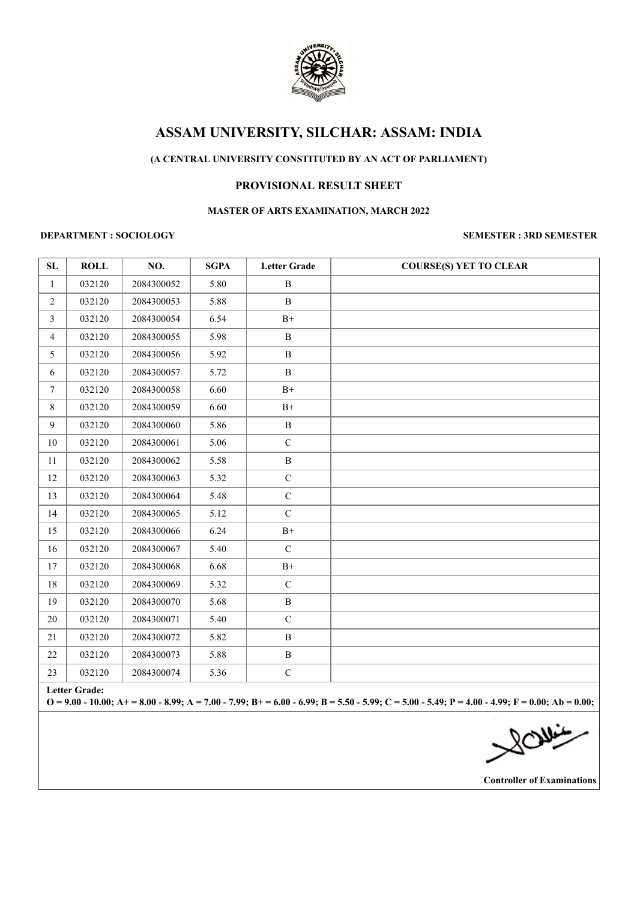# ASSAM UNIVERSITY, SILCHAR: ASSAM: INDIA

**(A CENTRAL UNIVERSITY CONSTITUTED BY AN ACT OF PARLIAMENT)**

**PROVISIONAL RESULT SHEET**

**MASTER OF ARTS EXAMINATION, MARCH 2022**

**DEPARTMENT : SOCIOLOGY** **SEMESTER : 3RD SEMESTER**

| SL | ROLL | NO. | SGPA | Letter Grade | COURSE(S) YET TO CLEAR |
|---|---|---|---|---|---|
| 1 | 032120 | 2084300052 | 5.80 | B | |
| 2 | 032120 | 2084300053 | 5.88 | B | |
| 3 | 032120 | 2084300054 | 6.54 | B+ | |
| 4 | 032120 | 2084300055 | 5.98 | B | |
| 5 | 032120 | 2084300056 | 5.92 | B | |
| 6 | 032120 | 2084300057 | 5.72 | B | |
| 7 | 032120 | 2084300058 | 6.60 | B+ | |
| 8 | 032120 | 2084300059 | 6.60 | B+ | |
| 9 | 032120 | 2084300060 | 5.86 | B | |
| 10 | 032120 | 2084300061 | 5.06 | C | |
| 11 | 032120 | 2084300062 | 5.58 | B | |
| 12 | 032120 | 2084300063 | 5.32 | C | |
| 13 | 032120 | 2084300064 | 5.48 | C | |
| 14 | 032120 | 2084300065 | 5.12 | C | |
| 15 | 032120 | 2084300066 | 6.24 | B+ | |
| 16 | 032120 | 2084300067 | 5.40 | C | |
| 17 | 032120 | 2084300068 | 6.68 | B+ | |
| 18 | 032120 | 2084300069 | 5.32 | C | |
| 19 | 032120 | 2084300070 | 5.68 | B | |
| 20 | 032120 | 2084300071 | 5.40 | C | |
| 21 | 032120 | 2084300072 | 5.82 | B | |
| 22 | 032120 | 2084300073 | 5.88 | B | |
| 23 | 032120 | 2084300074 | 5.36 | C | |

**Letter Grade:**
**O = 9.00 - 10.00; A+ = 8.00 - 8.99; A = 7.00 - 7.99; B+ = 6.00 - 6.99; B = 5.50 - 5.99; C = 5.00 - 5.49; P = 4.00 - 4.99; F = 0.00; Ab = 0.00;**

**Controller of Examinations**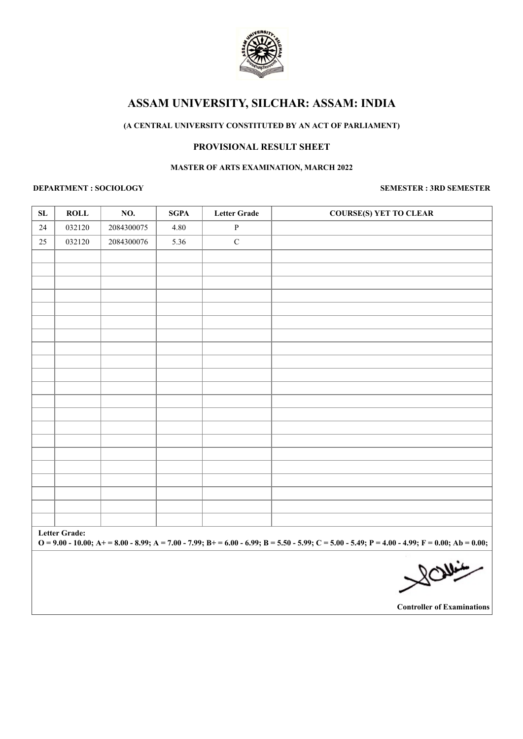# ASSAM UNIVERSITY, SILCHAR: ASSAM: INDIA

**(A CENTRAL UNIVERSITY CONSTITUTED BY AN ACT OF PARLIAMENT)**

**PROVISIONAL RESULT SHEET**

**MASTER OF ARTS EXAMINATION, MARCH 2022**

**DEPARTMENT : SOCIOLOGY** **SEMESTER : 3RD SEMESTER**

| SL | ROLL | NO. | SGPA | Letter Grade | COURSE(S) YET TO CLEAR |
|---|---|---|---|---|---|
| 24 | 032120 | 2084300075 | 4.80 | P | |
| 25 | 032120 | 2084300076 | 5.36 | C | |

**Letter Grade:**
**O = 9.00 - 10.00; A+ = 8.00 - 8.99; A = 7.00 - 7.99; B+ = 6.00 - 6.99; B = 5.50 - 5.99; C = 5.00 - 5.49; P = 4.00 - 4.99; F = 0.00; Ab = 0.00;**

**Controller of Examinations**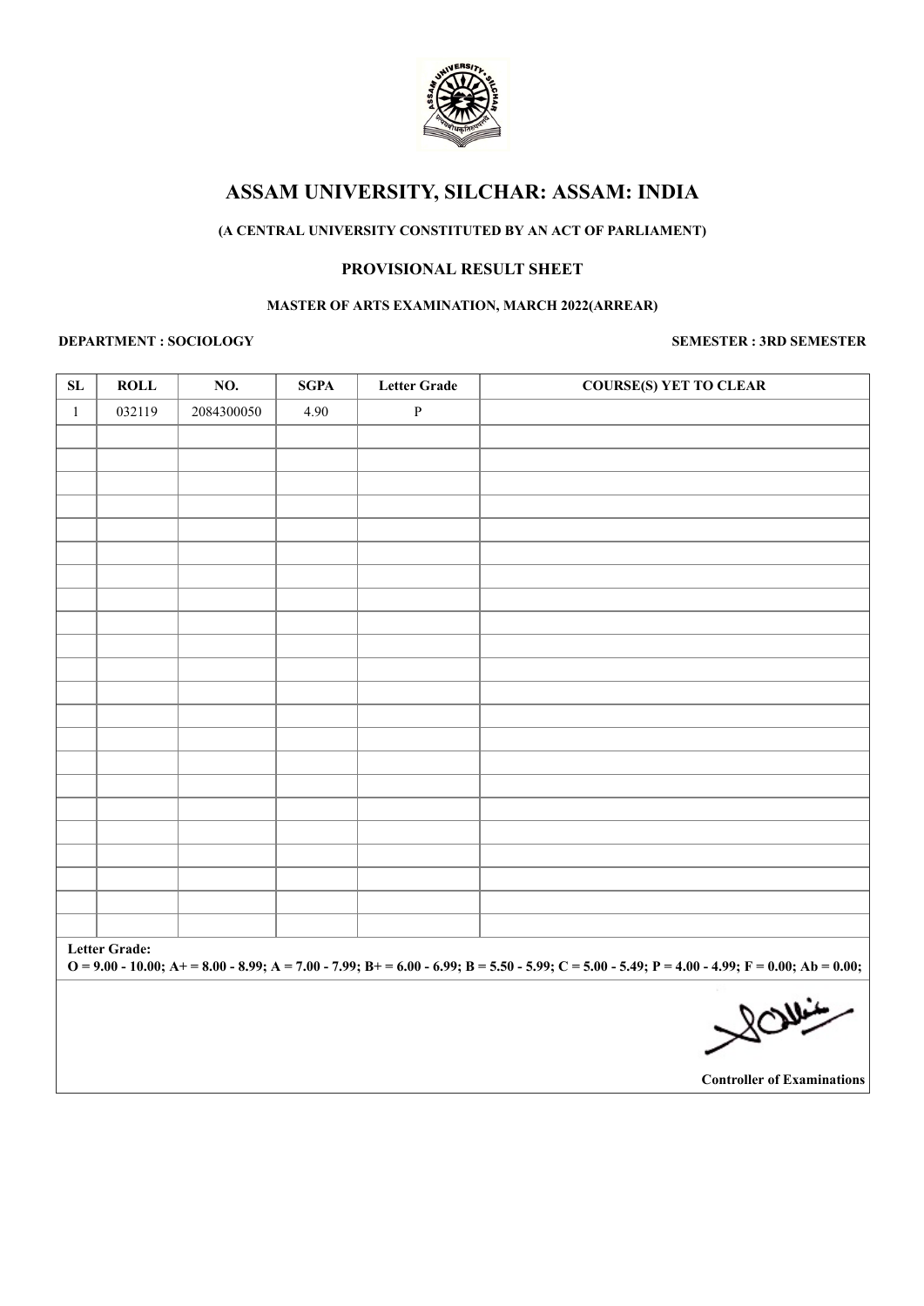# ASSAM UNIVERSITY, SILCHAR: ASSAM: INDIA

**(A CENTRAL UNIVERSITY CONSTITUTED BY AN ACT OF PARLIAMENT)**

**PROVISIONAL RESULT SHEET**

**MASTER OF ARTS EXAMINATION, MARCH 2022(ARREAR)**

**DEPARTMENT : SOCIOLOGY** **SEMESTER : 3RD SEMESTER**

| SL | ROLL | NO. | SGPA | Letter Grade | COURSE(S) YET TO CLEAR |
|---|---|---|---|---|---|
| 1 | 032119 | 2084300050 | 4.90 | P | |

**Letter Grade:**
**O = 9.00 - 10.00; A+ = 8.00 - 8.99; A = 7.00 - 7.99; B+ = 6.00 - 6.99; B = 5.50 - 5.99; C = 5.00 - 5.49; P = 4.00 - 4.99; F = 0.00; Ab = 0.00;**

**Controller of Examinations**